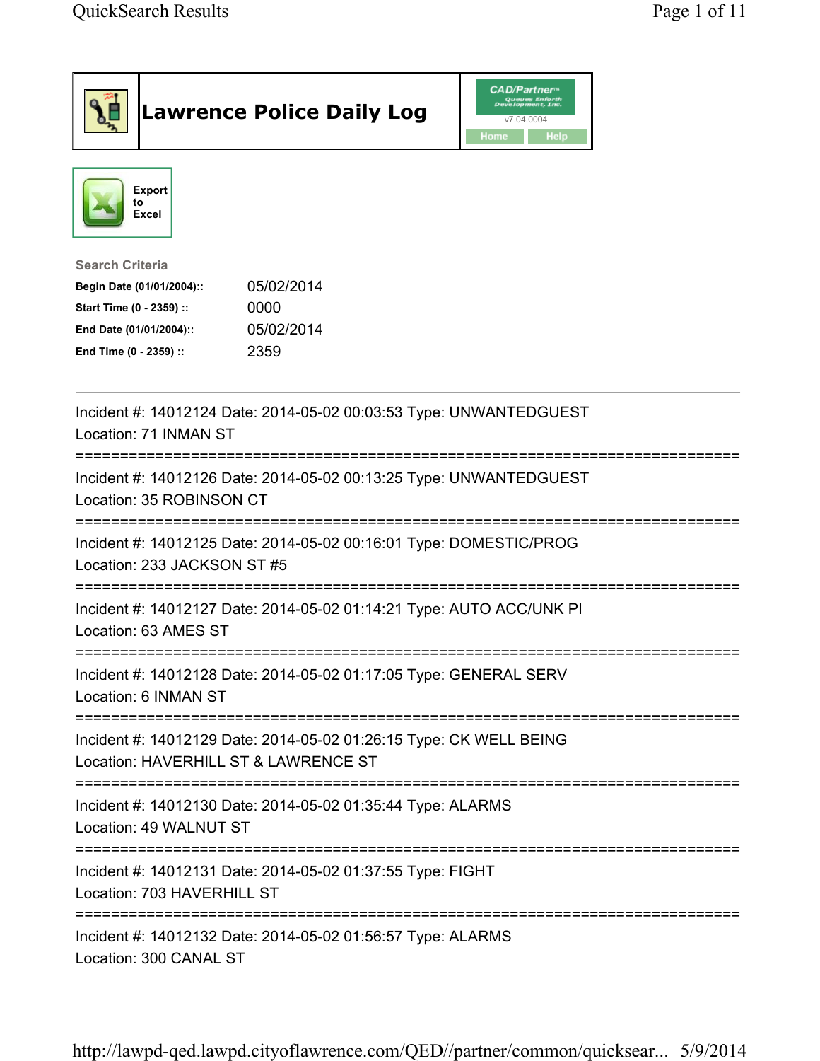# Lawrence Police Daily Log

Export to Excel

**Search Criteria**

| | |
|---|---|
| **Begin Date (01/01/2004)::** | 05/02/2014 |
| **Start Time (0 - 2359) ::** | 0000 |
| **End Date (01/01/2004)::** | 05/02/2014 |
| **End Time (0 - 2359) ::** | 2359 |

---

Incident #: 14012124 Date: 2014-05-02 00:03:53 Type: UNWANTEDGUEST
Location: 71 INMAN ST

===========================================================================

Incident #: 14012126 Date: 2014-05-02 00:13:25 Type: UNWANTEDGUEST
Location: 35 ROBINSON CT

===========================================================================

Incident #: 14012125 Date: 2014-05-02 00:16:01 Type: DOMESTIC/PROG
Location: 233 JACKSON ST #5

===========================================================================

Incident #: 14012127 Date: 2014-05-02 01:14:21 Type: AUTO ACC/UNK PI
Location: 63 AMES ST

===========================================================================

Incident #: 14012128 Date: 2014-05-02 01:17:05 Type: GENERAL SERV
Location: 6 INMAN ST

===========================================================================

Incident #: 14012129 Date: 2014-05-02 01:26:15 Type: CK WELL BEING
Location: HAVERHILL ST & LAWRENCE ST

===========================================================================

Incident #: 14012130 Date: 2014-05-02 01:35:44 Type: ALARMS
Location: 49 WALNUT ST

===========================================================================

Incident #: 14012131 Date: 2014-05-02 01:37:55 Type: FIGHT
Location: 703 HAVERHILL ST

===========================================================================

Incident #: 14012132 Date: 2014-05-02 01:56:57 Type: ALARMS
Location: 300 CANAL ST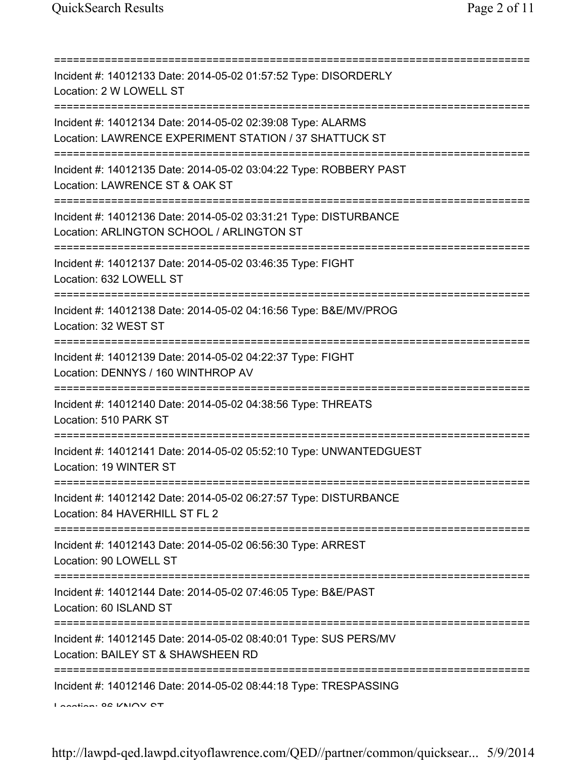===========================================================================
Incident #: 14012133 Date: 2014-05-02 01:57:52 Type: DISORDERLY
Location: 2 W LOWELL ST
===========================================================================
Incident #: 14012134 Date: 2014-05-02 02:39:08 Type: ALARMS
Location: LAWRENCE EXPERIMENT STATION / 37 SHATTUCK ST
===========================================================================
Incident #: 14012135 Date: 2014-05-02 03:04:22 Type: ROBBERY PAST
Location: LAWRENCE ST & OAK ST
===========================================================================
Incident #: 14012136 Date: 2014-05-02 03:31:21 Type: DISTURBANCE
Location: ARLINGTON SCHOOL / ARLINGTON ST
===========================================================================
Incident #: 14012137 Date: 2014-05-02 03:46:35 Type: FIGHT
Location: 632 LOWELL ST
===========================================================================
Incident #: 14012138 Date: 2014-05-02 04:16:56 Type: B&E/MV/PROG
Location: 32 WEST ST
===========================================================================
Incident #: 14012139 Date: 2014-05-02 04:22:37 Type: FIGHT
Location: DENNYS / 160 WINTHROP AV
===========================================================================
Incident #: 14012140 Date: 2014-05-02 04:38:56 Type: THREATS
Location: 510 PARK ST
===========================================================================
Incident #: 14012141 Date: 2014-05-02 05:52:10 Type: UNWANTEDGUEST
Location: 19 WINTER ST
===========================================================================
Incident #: 14012142 Date: 2014-05-02 06:27:57 Type: DISTURBANCE
Location: 84 HAVERHILL ST FL 2
===========================================================================
Incident #: 14012143 Date: 2014-05-02 06:56:30 Type: ARREST
Location: 90 LOWELL ST
===========================================================================
Incident #: 14012144 Date: 2014-05-02 07:46:05 Type: B&E/PAST
Location: 60 ISLAND ST
===========================================================================
Incident #: 14012145 Date: 2014-05-02 08:40:01 Type: SUS PERS/MV
Location: BAILEY ST & SHAWSHEEN RD
===========================================================================
Incident #: 14012146 Date: 2014-05-02 08:44:18 Type: TRESPASSING
Location: 86 KNOX ST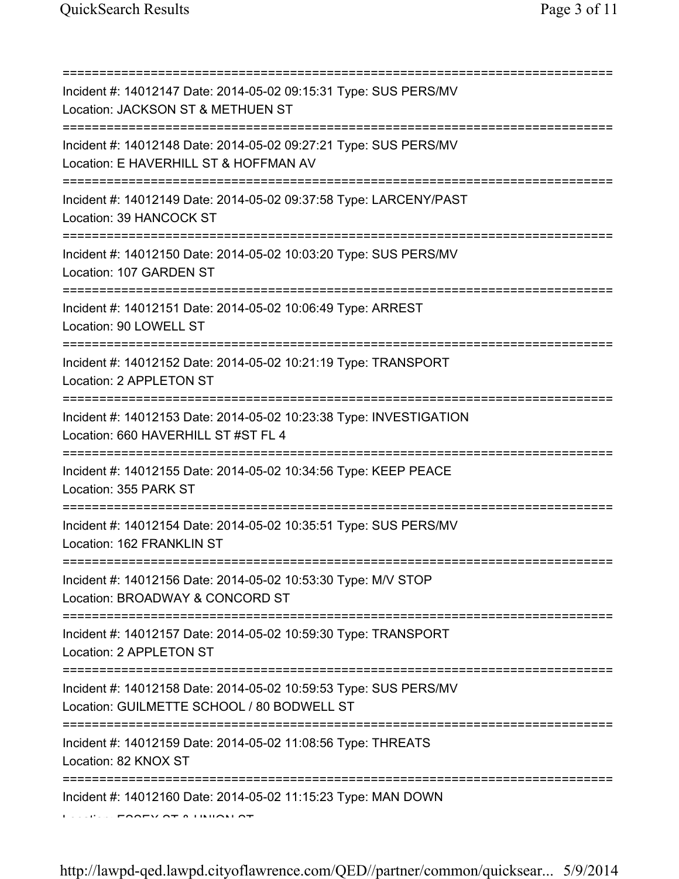===========================================================================

Incident #: 14012147 Date: 2014-05-02 09:15:31 Type: SUS PERS/MV
Location: JACKSON ST & METHUEN ST

===========================================================================

Incident #: 14012148 Date: 2014-05-02 09:27:21 Type: SUS PERS/MV
Location: E HAVERHILL ST & HOFFMAN AV

===========================================================================

Incident #: 14012149 Date: 2014-05-02 09:37:58 Type: LARCENY/PAST
Location: 39 HANCOCK ST

===========================================================================

Incident #: 14012150 Date: 2014-05-02 10:03:20 Type: SUS PERS/MV
Location: 107 GARDEN ST

===========================================================================

Incident #: 14012151 Date: 2014-05-02 10:06:49 Type: ARREST
Location: 90 LOWELL ST

===========================================================================

Incident #: 14012152 Date: 2014-05-02 10:21:19 Type: TRANSPORT
Location: 2 APPLETON ST

===========================================================================

Incident #: 14012153 Date: 2014-05-02 10:23:38 Type: INVESTIGATION
Location: 660 HAVERHILL ST #ST FL 4

===========================================================================

Incident #: 14012155 Date: 2014-05-02 10:34:56 Type: KEEP PEACE
Location: 355 PARK ST

===========================================================================

Incident #: 14012154 Date: 2014-05-02 10:35:51 Type: SUS PERS/MV
Location: 162 FRANKLIN ST

===========================================================================

Incident #: 14012156 Date: 2014-05-02 10:53:30 Type: M/V STOP
Location: BROADWAY & CONCORD ST

===========================================================================

Incident #: 14012157 Date: 2014-05-02 10:59:30 Type: TRANSPORT
Location: 2 APPLETON ST

===========================================================================

Incident #: 14012158 Date: 2014-05-02 10:59:53 Type: SUS PERS/MV
Location: GUILMETTE SCHOOL / 80 BODWELL ST

===========================================================================

Incident #: 14012159 Date: 2014-05-02 11:08:56 Type: THREATS
Location: 82 KNOX ST

===========================================================================

Incident #: 14012160 Date: 2014-05-02 11:15:23 Type: MAN DOWN
Location: ESSEX ST & UNION ST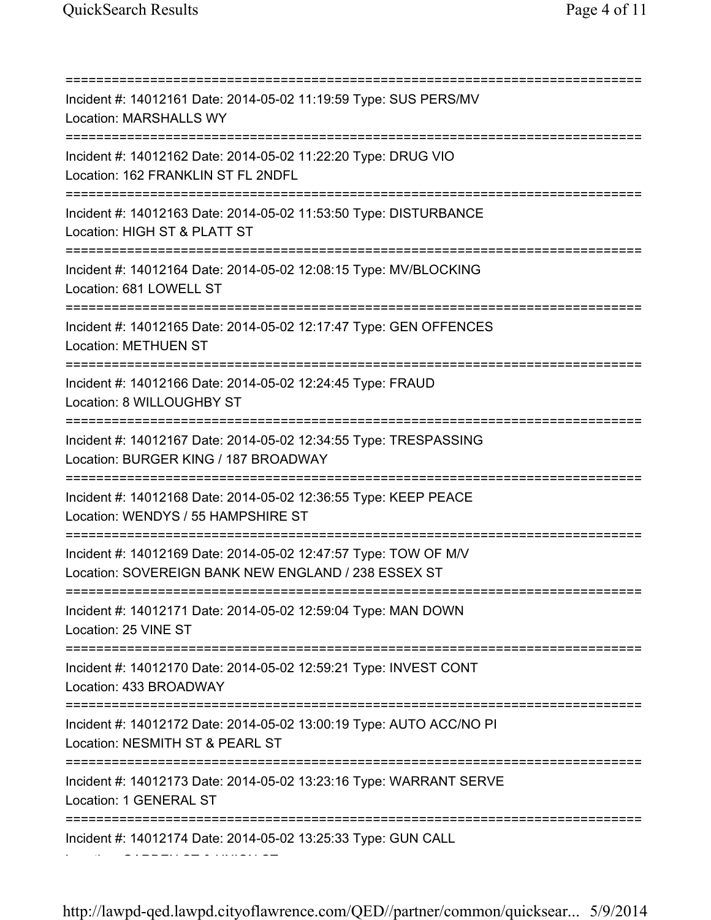===========================================================================
Incident #: 14012161 Date: 2014-05-02 11:19:59 Type: SUS PERS/MV
Location: MARSHALLS WY
===========================================================================
Incident #: 14012162 Date: 2014-05-02 11:22:20 Type: DRUG VIO
Location: 162 FRANKLIN ST FL 2NDFL
===========================================================================
Incident #: 14012163 Date: 2014-05-02 11:53:50 Type: DISTURBANCE
Location: HIGH ST & PLATT ST
===========================================================================
Incident #: 14012164 Date: 2014-05-02 12:08:15 Type: MV/BLOCKING
Location: 681 LOWELL ST
===========================================================================
Incident #: 14012165 Date: 2014-05-02 12:17:47 Type: GEN OFFENCES
Location: METHUEN ST
===========================================================================
Incident #: 14012166 Date: 2014-05-02 12:24:45 Type: FRAUD
Location: 8 WILLOUGHBY ST
===========================================================================
Incident #: 14012167 Date: 2014-05-02 12:34:55 Type: TRESPASSING
Location: BURGER KING / 187 BROADWAY
===========================================================================
Incident #: 14012168 Date: 2014-05-02 12:36:55 Type: KEEP PEACE
Location: WENDYS / 55 HAMPSHIRE ST
===========================================================================
Incident #: 14012169 Date: 2014-05-02 12:47:57 Type: TOW OF M/V
Location: SOVEREIGN BANK NEW ENGLAND / 238 ESSEX ST
===========================================================================
Incident #: 14012171 Date: 2014-05-02 12:59:04 Type: MAN DOWN
Location: 25 VINE ST
===========================================================================
Incident #: 14012170 Date: 2014-05-02 12:59:21 Type: INVEST CONT
Location: 433 BROADWAY
===========================================================================
Incident #: 14012172 Date: 2014-05-02 13:00:19 Type: AUTO ACC/NO PI
Location: NESMITH ST & PEARL ST
===========================================================================
Incident #: 14012173 Date: 2014-05-02 13:23:16 Type: WARRANT SERVE
Location: 1 GENERAL ST
===========================================================================
Incident #: 14012174 Date: 2014-05-02 13:25:33 Type: GUN CALL
Location: GARDEN ST & UNION ST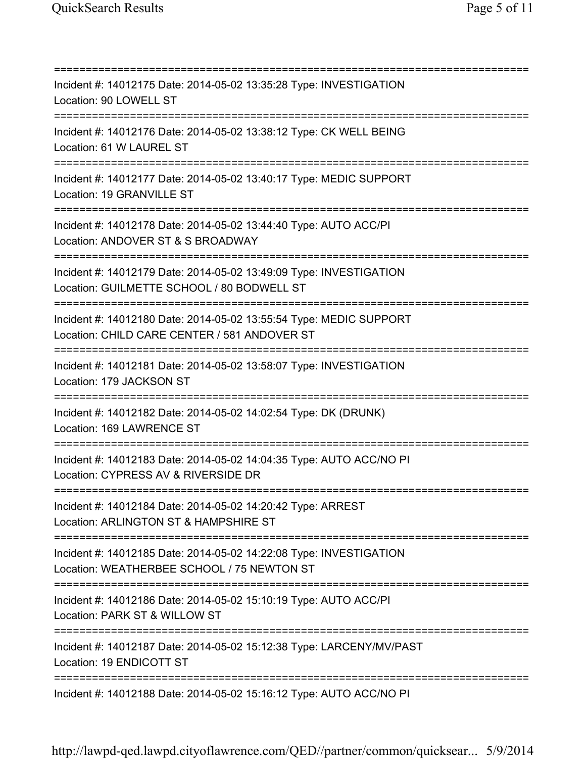===========================================================================
Incident #: 14012175 Date: 2014-05-02 13:35:28 Type: INVESTIGATION
Location: 90 LOWELL ST
===========================================================================
Incident #: 14012176 Date: 2014-05-02 13:38:12 Type: CK WELL BEING
Location: 61 W LAUREL ST
===========================================================================
Incident #: 14012177 Date: 2014-05-02 13:40:17 Type: MEDIC SUPPORT
Location: 19 GRANVILLE ST
===========================================================================
Incident #: 14012178 Date: 2014-05-02 13:44:40 Type: AUTO ACC/PI
Location: ANDOVER ST & S BROADWAY
===========================================================================
Incident #: 14012179 Date: 2014-05-02 13:49:09 Type: INVESTIGATION
Location: GUILMETTE SCHOOL / 80 BODWELL ST
===========================================================================
Incident #: 14012180 Date: 2014-05-02 13:55:54 Type: MEDIC SUPPORT
Location: CHILD CARE CENTER / 581 ANDOVER ST
===========================================================================
Incident #: 14012181 Date: 2014-05-02 13:58:07 Type: INVESTIGATION
Location: 179 JACKSON ST
===========================================================================
Incident #: 14012182 Date: 2014-05-02 14:02:54 Type: DK (DRUNK)
Location: 169 LAWRENCE ST
===========================================================================
Incident #: 14012183 Date: 2014-05-02 14:04:35 Type: AUTO ACC/NO PI
Location: CYPRESS AV & RIVERSIDE DR
===========================================================================
Incident #: 14012184 Date: 2014-05-02 14:20:42 Type: ARREST
Location: ARLINGTON ST & HAMPSHIRE ST
===========================================================================
Incident #: 14012185 Date: 2014-05-02 14:22:08 Type: INVESTIGATION
Location: WEATHERBEE SCHOOL / 75 NEWTON ST
===========================================================================
Incident #: 14012186 Date: 2014-05-02 15:10:19 Type: AUTO ACC/PI
Location: PARK ST & WILLOW ST
===========================================================================
Incident #: 14012187 Date: 2014-05-02 15:12:38 Type: LARCENY/MV/PAST
Location: 19 ENDICOTT ST
===========================================================================
Incident #: 14012188 Date: 2014-05-02 15:16:12 Type: AUTO ACC/NO PI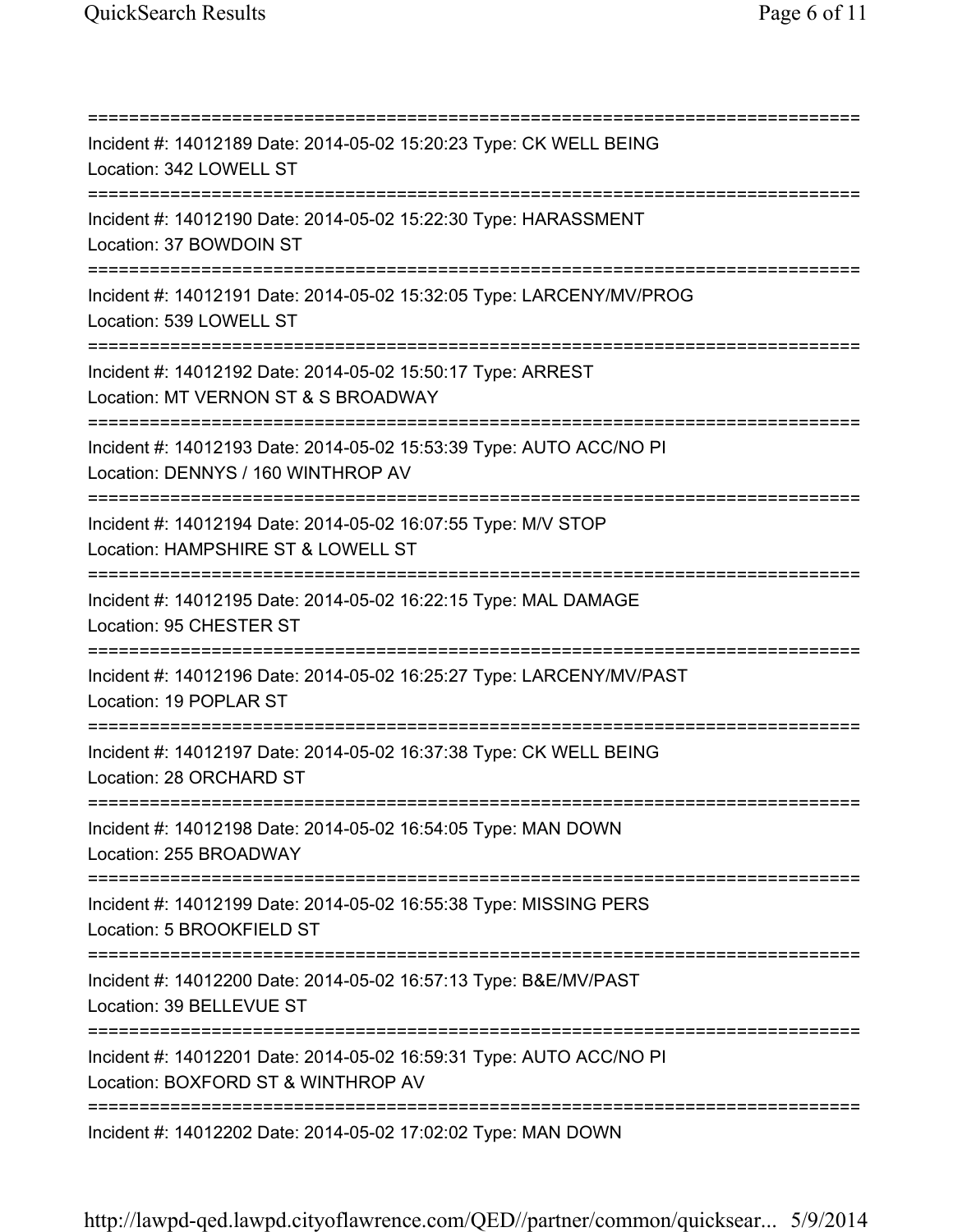===========================================================================
Incident #: 14012189 Date: 2014-05-02 15:20:23 Type: CK WELL BEING
Location: 342 LOWELL ST
===========================================================================
Incident #: 14012190 Date: 2014-05-02 15:22:30 Type: HARASSMENT
Location: 37 BOWDOIN ST
===========================================================================
Incident #: 14012191 Date: 2014-05-02 15:32:05 Type: LARCENY/MV/PROG
Location: 539 LOWELL ST
===========================================================================
Incident #: 14012192 Date: 2014-05-02 15:50:17 Type: ARREST
Location: MT VERNON ST & S BROADWAY
===========================================================================
Incident #: 14012193 Date: 2014-05-02 15:53:39 Type: AUTO ACC/NO PI
Location: DENNYS / 160 WINTHROP AV
===========================================================================
Incident #: 14012194 Date: 2014-05-02 16:07:55 Type: M/V STOP
Location: HAMPSHIRE ST & LOWELL ST
===========================================================================
Incident #: 14012195 Date: 2014-05-02 16:22:15 Type: MAL DAMAGE
Location: 95 CHESTER ST
===========================================================================
Incident #: 14012196 Date: 2014-05-02 16:25:27 Type: LARCENY/MV/PAST
Location: 19 POPLAR ST
===========================================================================
Incident #: 14012197 Date: 2014-05-02 16:37:38 Type: CK WELL BEING
Location: 28 ORCHARD ST
===========================================================================
Incident #: 14012198 Date: 2014-05-02 16:54:05 Type: MAN DOWN
Location: 255 BROADWAY
===========================================================================
Incident #: 14012199 Date: 2014-05-02 16:55:38 Type: MISSING PERS
Location: 5 BROOKFIELD ST
===========================================================================
Incident #: 14012200 Date: 2014-05-02 16:57:13 Type: B&E/MV/PAST
Location: 39 BELLEVUE ST
===========================================================================
Incident #: 14012201 Date: 2014-05-02 16:59:31 Type: AUTO ACC/NO PI
Location: BOXFORD ST & WINTHROP AV
===========================================================================
Incident #: 14012202 Date: 2014-05-02 17:02:02 Type: MAN DOWN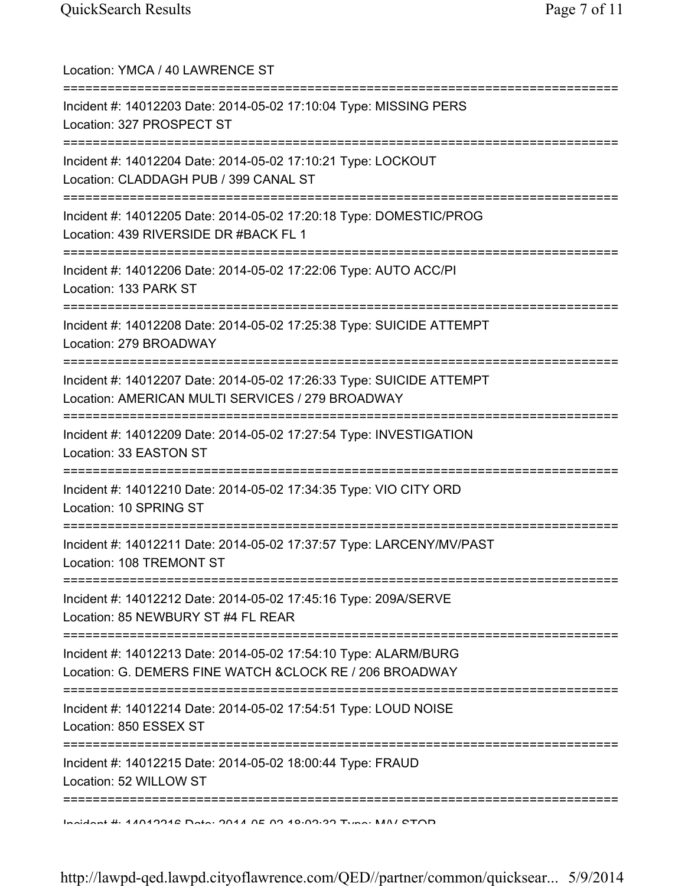Location: YMCA / 40 LAWRENCE ST

===========================================================================

Incident #: 14012203 Date: 2014-05-02 17:10:04 Type: MISSING PERS
Location: 327 PROSPECT ST

===========================================================================

Incident #: 14012204 Date: 2014-05-02 17:10:21 Type: LOCKOUT
Location: CLADDAGH PUB / 399 CANAL ST

===========================================================================

Incident #: 14012205 Date: 2014-05-02 17:20:18 Type: DOMESTIC/PROG
Location: 439 RIVERSIDE DR #BACK FL 1

===========================================================================

Incident #: 14012206 Date: 2014-05-02 17:22:06 Type: AUTO ACC/PI
Location: 133 PARK ST

===========================================================================

Incident #: 14012208 Date: 2014-05-02 17:25:38 Type: SUICIDE ATTEMPT
Location: 279 BROADWAY

===========================================================================

Incident #: 14012207 Date: 2014-05-02 17:26:33 Type: SUICIDE ATTEMPT
Location: AMERICAN MULTI SERVICES / 279 BROADWAY

===========================================================================

Incident #: 14012209 Date: 2014-05-02 17:27:54 Type: INVESTIGATION
Location: 33 EASTON ST

===========================================================================

Incident #: 14012210 Date: 2014-05-02 17:34:35 Type: VIO CITY ORD
Location: 10 SPRING ST

===========================================================================

Incident #: 14012211 Date: 2014-05-02 17:37:57 Type: LARCENY/MV/PAST
Location: 108 TREMONT ST

===========================================================================

Incident #: 14012212 Date: 2014-05-02 17:45:16 Type: 209A/SERVE
Location: 85 NEWBURY ST #4 FL REAR

===========================================================================

Incident #: 14012213 Date: 2014-05-02 17:54:10 Type: ALARM/BURG
Location: G. DEMERS FINE WATCH &CLOCK RE / 206 BROADWAY

===========================================================================

Incident #: 14012214 Date: 2014-05-02 17:54:51 Type: LOUD NOISE
Location: 850 ESSEX ST

===========================================================================

Incident #: 14012215 Date: 2014-05-02 18:00:44 Type: FRAUD
Location: 52 WILLOW ST

===========================================================================

Incident #: 14012216 Date: 2014-05-02 18:02:32 Type: M/V STOP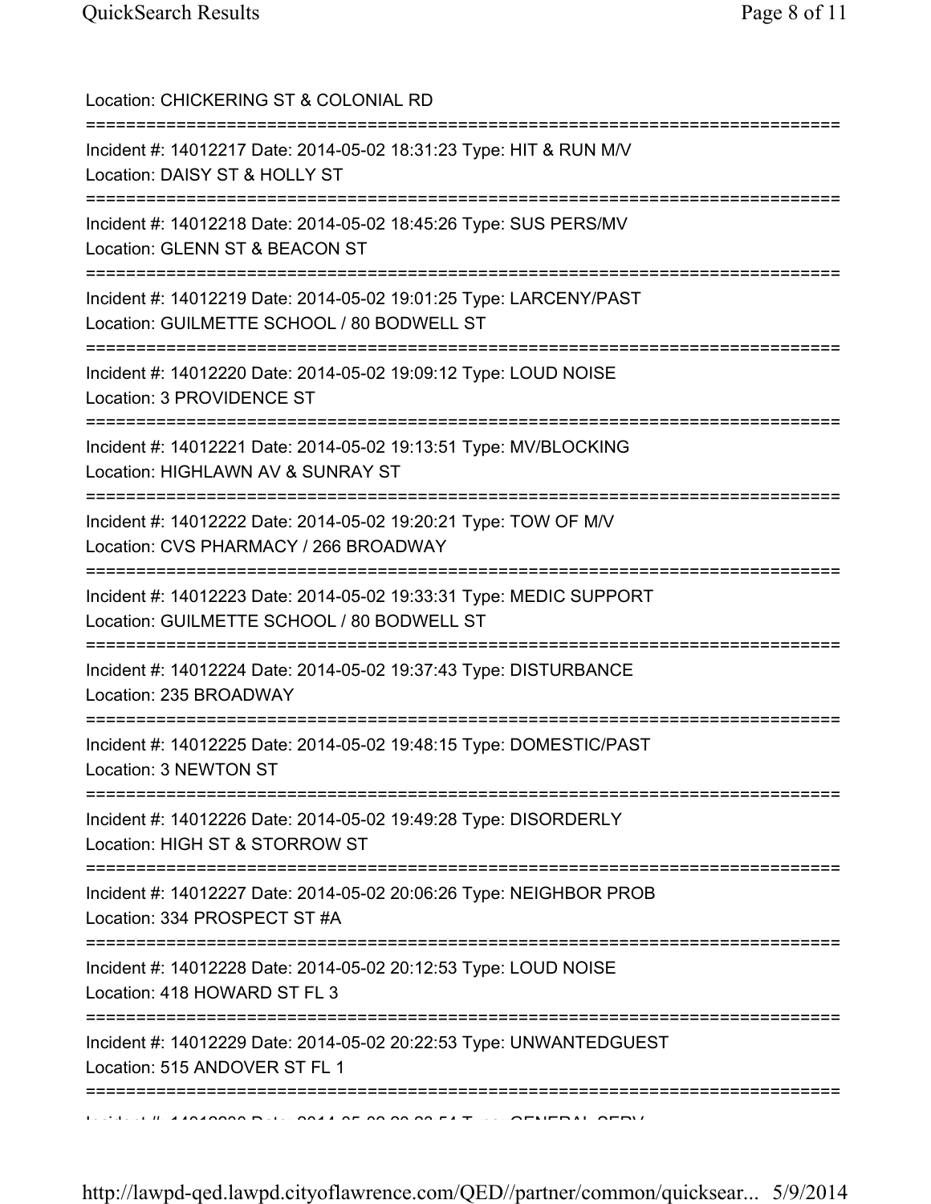Location: CHICKERING ST & COLONIAL RD

===========================================================================

Incident #: 14012217 Date: 2014-05-02 18:31:23 Type: HIT & RUN M/V
Location: DAISY ST & HOLLY ST

===========================================================================

Incident #: 14012218 Date: 2014-05-02 18:45:26 Type: SUS PERS/MV
Location: GLENN ST & BEACON ST

===========================================================================

Incident #: 14012219 Date: 2014-05-02 19:01:25 Type: LARCENY/PAST
Location: GUILMETTE SCHOOL / 80 BODWELL ST

===========================================================================

Incident #: 14012220 Date: 2014-05-02 19:09:12 Type: LOUD NOISE
Location: 3 PROVIDENCE ST

===========================================================================

Incident #: 14012221 Date: 2014-05-02 19:13:51 Type: MV/BLOCKING
Location: HIGHLAWN AV & SUNRAY ST

===========================================================================

Incident #: 14012222 Date: 2014-05-02 19:20:21 Type: TOW OF M/V
Location: CVS PHARMACY / 266 BROADWAY

===========================================================================

Incident #: 14012223 Date: 2014-05-02 19:33:31 Type: MEDIC SUPPORT
Location: GUILMETTE SCHOOL / 80 BODWELL ST

===========================================================================

Incident #: 14012224 Date: 2014-05-02 19:37:43 Type: DISTURBANCE
Location: 235 BROADWAY

===========================================================================

Incident #: 14012225 Date: 2014-05-02 19:48:15 Type: DOMESTIC/PAST
Location: 3 NEWTON ST

===========================================================================

Incident #: 14012226 Date: 2014-05-02 19:49:28 Type: DISORDERLY
Location: HIGH ST & STORROW ST

===========================================================================

Incident #: 14012227 Date: 2014-05-02 20:06:26 Type: NEIGHBOR PROB
Location: 334 PROSPECT ST #A

===========================================================================

Incident #: 14012228 Date: 2014-05-02 20:12:53 Type: LOUD NOISE
Location: 418 HOWARD ST FL 3

===========================================================================

Incident #: 14012229 Date: 2014-05-02 20:22:53 Type: UNWANTEDGUEST
Location: 515 ANDOVER ST FL 1

===========================================================================

Incident #: 14012230 Date: 2014-05-02 20:23:54 Type: GENERAL SERV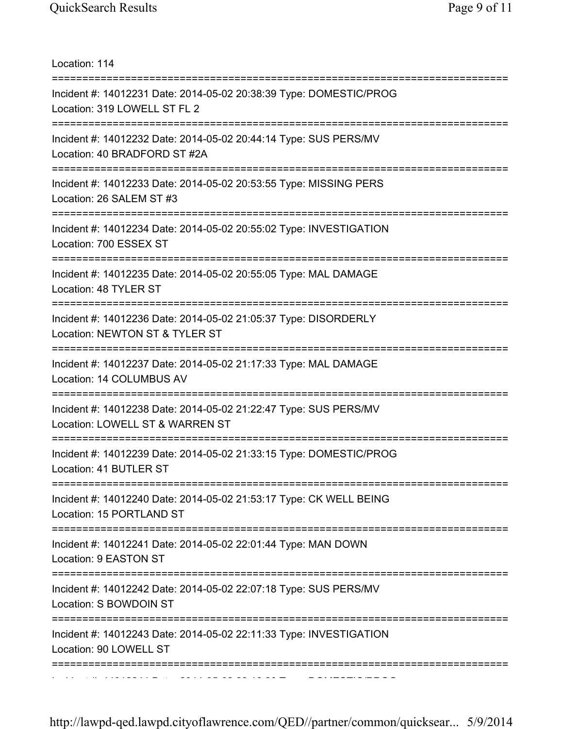Location: 114

===========================================================================

Incident #: 14012231 Date: 2014-05-02 20:38:39 Type: DOMESTIC/PROG
Location: 319 LOWELL ST FL 2

===========================================================================

Incident #: 14012232 Date: 2014-05-02 20:44:14 Type: SUS PERS/MV
Location: 40 BRADFORD ST #2A

===========================================================================

Incident #: 14012233 Date: 2014-05-02 20:53:55 Type: MISSING PERS
Location: 26 SALEM ST #3

===========================================================================

Incident #: 14012234 Date: 2014-05-02 20:55:02 Type: INVESTIGATION
Location: 700 ESSEX ST

===========================================================================

Incident #: 14012235 Date: 2014-05-02 20:55:05 Type: MAL DAMAGE
Location: 48 TYLER ST

===========================================================================

Incident #: 14012236 Date: 2014-05-02 21:05:37 Type: DISORDERLY
Location: NEWTON ST & TYLER ST

===========================================================================

Incident #: 14012237 Date: 2014-05-02 21:17:33 Type: MAL DAMAGE
Location: 14 COLUMBUS AV

===========================================================================

Incident #: 14012238 Date: 2014-05-02 21:22:47 Type: SUS PERS/MV
Location: LOWELL ST & WARREN ST

===========================================================================

Incident #: 14012239 Date: 2014-05-02 21:33:15 Type: DOMESTIC/PROG
Location: 41 BUTLER ST

===========================================================================

Incident #: 14012240 Date: 2014-05-02 21:53:17 Type: CK WELL BEING
Location: 15 PORTLAND ST

===========================================================================

Incident #: 14012241 Date: 2014-05-02 22:01:44 Type: MAN DOWN
Location: 9 EASTON ST

===========================================================================

Incident #: 14012242 Date: 2014-05-02 22:07:18 Type: SUS PERS/MV
Location: S BOWDOIN ST

===========================================================================

Incident #: 14012243 Date: 2014-05-02 22:11:33 Type: INVESTIGATION
Location: 90 LOWELL ST

===========================================================================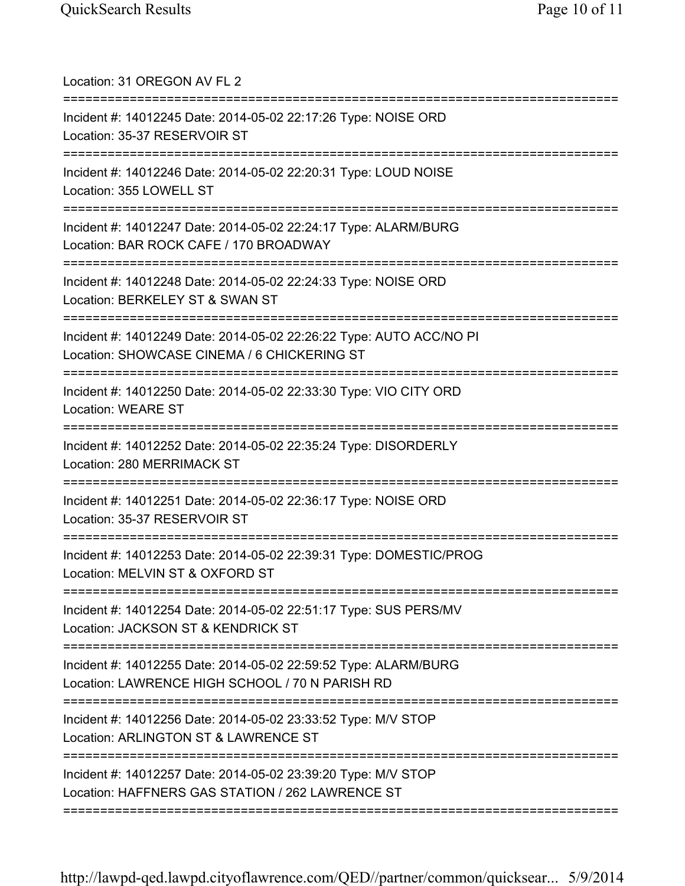Location: 31 OREGON AV FL 2

===========================================================================

Incident #: 14012245 Date: 2014-05-02 22:17:26 Type: NOISE ORD
Location: 35-37 RESERVOIR ST

===========================================================================

Incident #: 14012246 Date: 2014-05-02 22:20:31 Type: LOUD NOISE
Location: 355 LOWELL ST

===========================================================================

Incident #: 14012247 Date: 2014-05-02 22:24:17 Type: ALARM/BURG
Location: BAR ROCK CAFE / 170 BROADWAY

===========================================================================

Incident #: 14012248 Date: 2014-05-02 22:24:33 Type: NOISE ORD
Location: BERKELEY ST & SWAN ST

===========================================================================

Incident #: 14012249 Date: 2014-05-02 22:26:22 Type: AUTO ACC/NO PI
Location: SHOWCASE CINEMA / 6 CHICKERING ST

===========================================================================

Incident #: 14012250 Date: 2014-05-02 22:33:30 Type: VIO CITY ORD
Location: WEARE ST

===========================================================================

Incident #: 14012252 Date: 2014-05-02 22:35:24 Type: DISORDERLY
Location: 280 MERRIMACK ST

===========================================================================

Incident #: 14012251 Date: 2014-05-02 22:36:17 Type: NOISE ORD
Location: 35-37 RESERVOIR ST

===========================================================================

Incident #: 14012253 Date: 2014-05-02 22:39:31 Type: DOMESTIC/PROG
Location: MELVIN ST & OXFORD ST

===========================================================================

Incident #: 14012254 Date: 2014-05-02 22:51:17 Type: SUS PERS/MV
Location: JACKSON ST & KENDRICK ST

===========================================================================

Incident #: 14012255 Date: 2014-05-02 22:59:52 Type: ALARM/BURG
Location: LAWRENCE HIGH SCHOOL / 70 N PARISH RD

===========================================================================

Incident #: 14012256 Date: 2014-05-02 23:33:52 Type: M/V STOP
Location: ARLINGTON ST & LAWRENCE ST

===========================================================================

Incident #: 14012257 Date: 2014-05-02 23:39:20 Type: M/V STOP
Location: HAFFNERS GAS STATION / 262 LAWRENCE ST

===========================================================================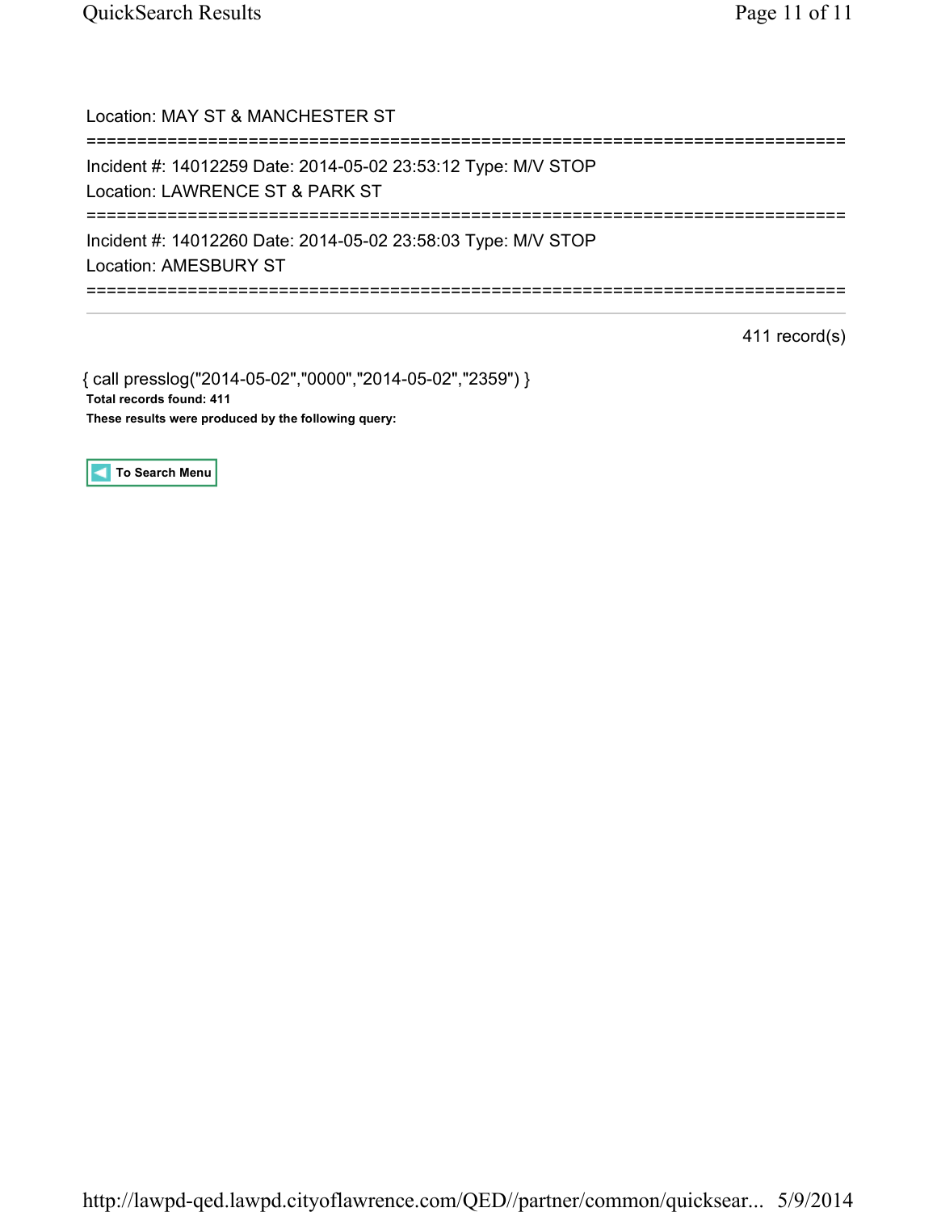Location: MAY ST & MANCHESTER ST

===========================================================================

Incident #: 14012259 Date: 2014-05-02 23:53:12 Type: M/V STOP

Location: LAWRENCE ST & PARK ST

===========================================================================

Incident #: 14012260 Date: 2014-05-02 23:58:03 Type: M/V STOP

Location: AMESBURY ST

===========================================================================

---

411 record(s)

{ call presslog("2014-05-02","0000","2014-05-02","2359") }

**Total records found: 411**

**These results were produced by the following query:**

**To Search Menu**